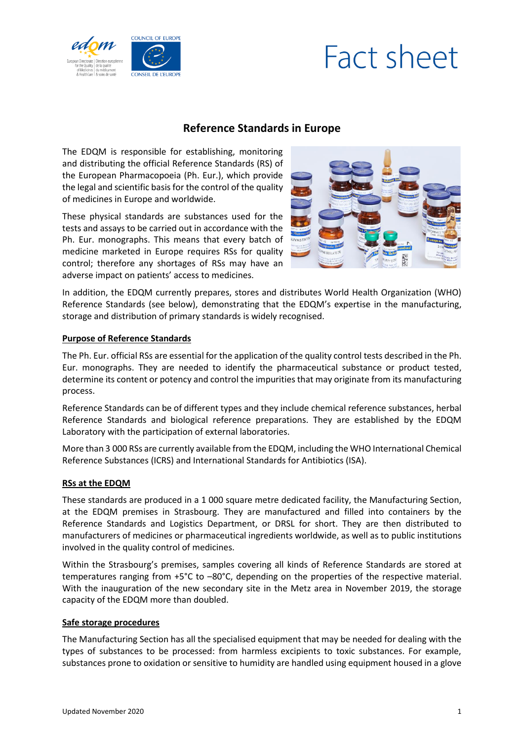Fact sheet

# Reference Standards in Europe

The EDQM is responsible for establishing, monitoring and distributing the official Reference Standards (RS) of the European Pharmacopoeia (Ph. Eur.), which provide the legal and scientific basis for the control of the quality of medicines in Europe and worldwide.

These physical standards are substances used for the tests and assays to be carried out in accordance with the Ph. Eur. monographs. This means that every batch of medicine marketed in Europe requires RSs for quality control; therefore any shortages of RSs may have an adverse impact on patients' access to medicines.

In addition, the EDQM currently prepares, stores and distributes World Health Organization (WHO) Reference Standards (see below), demonstrating that the EDQM's expertise in the manufacturing, storage and distribution of primary standards is widely recognised.

## Purpose of Reference Standards

The Ph. Eur. official RSs are essential for the application of the quality control tests described in the Ph. Eur. monographs. They are needed to identify the pharmaceutical substance or product tested, determine its content or potency and control the impurities that may originate from its manufacturing process.

Reference Standards can be of different types and they include chemical reference substances, herbal Reference Standards and biological reference preparations. They are established by the EDQM Laboratory with the participation of external laboratories.

More than 3 000 RSs are currently available from the EDQM, including the WHO International Chemical Reference Substances (ICRS) and International Standards for Antibiotics (ISA).

## RSs at the EDQM

These standards are produced in a 1 000 square metre dedicated facility, the Manufacturing Section, at the EDQM premises in Strasbourg. They are manufactured and filled into containers by the Reference Standards and Logistics Department, or DRSL for short. They are then distributed to manufacturers of medicines or pharmaceutical ingredients worldwide, as well as to public institutions involved in the quality control of medicines.

Within the Strasbourg's premises, samples covering all kinds of Reference Standards are stored at temperatures ranging from +5°C to –80°C, depending on the properties of the respective material. With the inauguration of the new secondary site in the Metz area in November 2019, the storage capacity of the EDQM more than doubled.

## Safe storage procedures

The Manufacturing Section has all the specialised equipment that may be needed for dealing with the types of substances to be processed: from harmless excipients to toxic substances. For example, substances prone to oxidation or sensitive to humidity are handled using equipment housed in a glove

Updated November 2020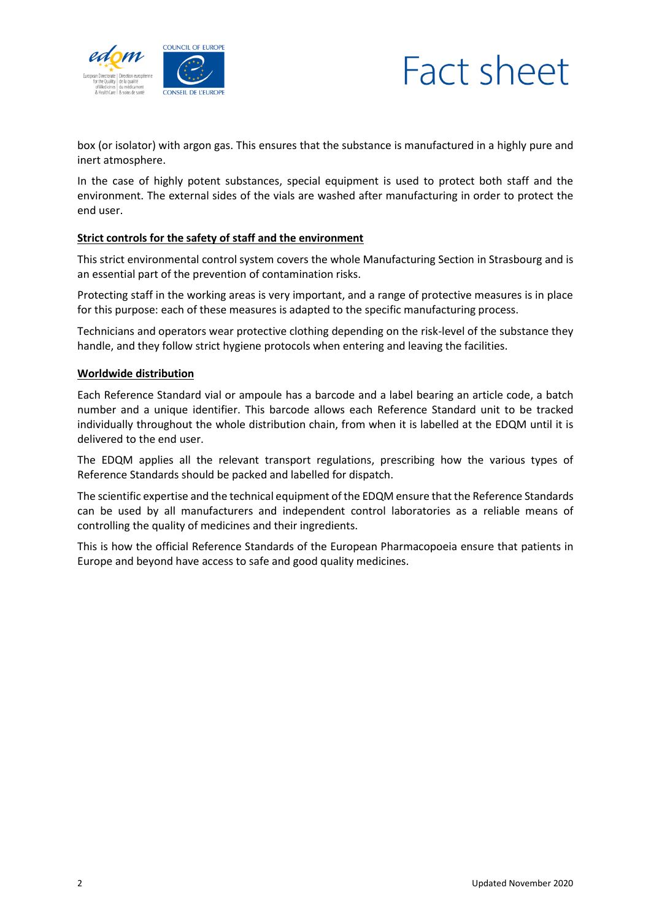box (or isolator) with argon gas. This ensures that the substance is manufactured in a highly pure and inert atmosphere.

In the case of highly potent substances, special equipment is used to protect both staff and the environment. The external sides of the vials are washed after manufacturing in order to protect the end user.

**Strict controls for the safety of staff and the environment**

This strict environmental control system covers the whole Manufacturing Section in Strasbourg and is an essential part of the prevention of contamination risks.

Protecting staff in the working areas is very important, and a range of protective measures is in place for this purpose: each of these measures is adapted to the specific manufacturing process.

Technicians and operators wear protective clothing depending on the risk-level of the substance they handle, and they follow strict hygiene protocols when entering and leaving the facilities.

**Worldwide distribution**

Each Reference Standard vial or ampoule has a barcode and a label bearing an article code, a batch number and a unique identifier. This barcode allows each Reference Standard unit to be tracked individually throughout the whole distribution chain, from when it is labelled at the EDQM until it is delivered to the end user.

The EDQM applies all the relevant transport regulations, prescribing how the various types of Reference Standards should be packed and labelled for dispatch.

The scientific expertise and the technical equipment of the EDQM ensure that the Reference Standards can be used by all manufacturers and independent control laboratories as a reliable means of controlling the quality of medicines and their ingredients.

This is how the official Reference Standards of the European Pharmacopoeia ensure that patients in Europe and beyond have access to safe and good quality medicines.

Updated November 2020